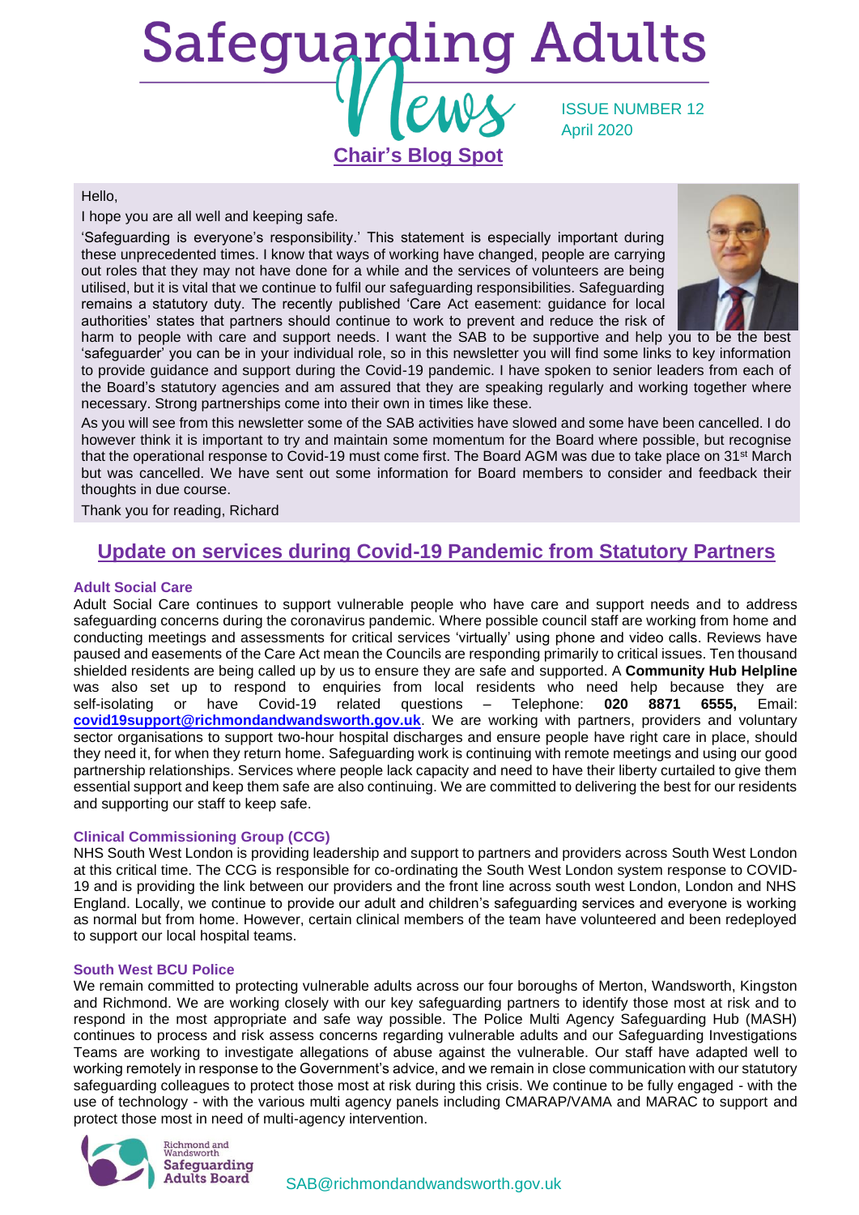# Safeguarding Adults News

ISSUE NUMBER 12
April 2020

## Chair's Blog Spot

Hello,

I hope you are all well and keeping safe.

'Safeguarding is everyone's responsibility.' This statement is especially important during these unprecedented times. I know that ways of working have changed, people are carrying out roles that they may not have done for a while and the services of volunteers are being utilised, but it is vital that we continue to fulfil our safeguarding responsibilities. Safeguarding remains a statutory duty. The recently published 'Care Act easement: guidance for local authorities' states that partners should continue to work to prevent and reduce the risk of harm to people with care and support needs. I want the SAB to be supportive and help you to be the best 'safeguarder' you can be in your individual role, so in this newsletter you will find some links to key information to provide guidance and support during the Covid-19 pandemic. I have spoken to senior leaders from each of the Board's statutory agencies and am assured that they are speaking regularly and working together where necessary. Strong partnerships come into their own in times like these.

As you will see from this newsletter some of the SAB activities have slowed and some have been cancelled. I do however think it is important to try and maintain some momentum for the Board where possible, but recognise that the operational response to Covid-19 must come first. The Board AGM was due to take place on 31st March but was cancelled. We have sent out some information for Board members to consider and feedback their thoughts in due course.

Thank you for reading, Richard

## Update on services during Covid-19 Pandemic from Statutory Partners

### Adult Social Care

Adult Social Care continues to support vulnerable people who have care and support needs and to address safeguarding concerns during the coronavirus pandemic. Where possible council staff are working from home and conducting meetings and assessments for critical services 'virtually' using phone and video calls. Reviews have paused and easements of the Care Act mean the Councils are responding primarily to critical issues. Ten thousand shielded residents are being called up by us to ensure they are safe and supported. A **Community Hub Helpline** was also set up to respond to enquiries from local residents who need help because they are self-isolating or have Covid-19 related questions – Telephone: **020 8871 6555,** Email: **covid19support@richmondandwandsworth.gov.uk**. We are working with partners, providers and voluntary sector organisations to support two-hour hospital discharges and ensure people have right care in place, should they need it, for when they return home. Safeguarding work is continuing with remote meetings and using our good partnership relationships. Services where people lack capacity and need to have their liberty curtailed to give them essential support and keep them safe are also continuing. We are committed to delivering the best for our residents and supporting our staff to keep safe.

### Clinical Commissioning Group (CCG)

NHS South West London is providing leadership and support to partners and providers across South West London at this critical time. The CCG is responsible for co-ordinating the South West London system response to COVID-19 and is providing the link between our providers and the front line across south west London, London and NHS England. Locally, we continue to provide our adult and children's safeguarding services and everyone is working as normal but from home. However, certain clinical members of the team have volunteered and been redeployed to support our local hospital teams.

### South West BCU Police

We remain committed to protecting vulnerable adults across our four boroughs of Merton, Wandsworth, Kingston and Richmond. We are working closely with our key safeguarding partners to identify those most at risk and to respond in the most appropriate and safe way possible. The Police Multi Agency Safeguarding Hub (MASH) continues to process and risk assess concerns regarding vulnerable adults and our Safeguarding Investigations Teams are working to investigate allegations of abuse against the vulnerable. Our staff have adapted well to working remotely in response to the Government's advice, and we remain in close communication with our statutory safeguarding colleagues to protect those most at risk during this crisis. We continue to be fully engaged - with the use of technology - with the various multi agency panels including CMARAP/VAMA and MARAC to support and protect those most in need of multi-agency intervention.

Richmond and Wandsworth Safeguarding Adults Board

SAB@richmondandwandsworth.gov.uk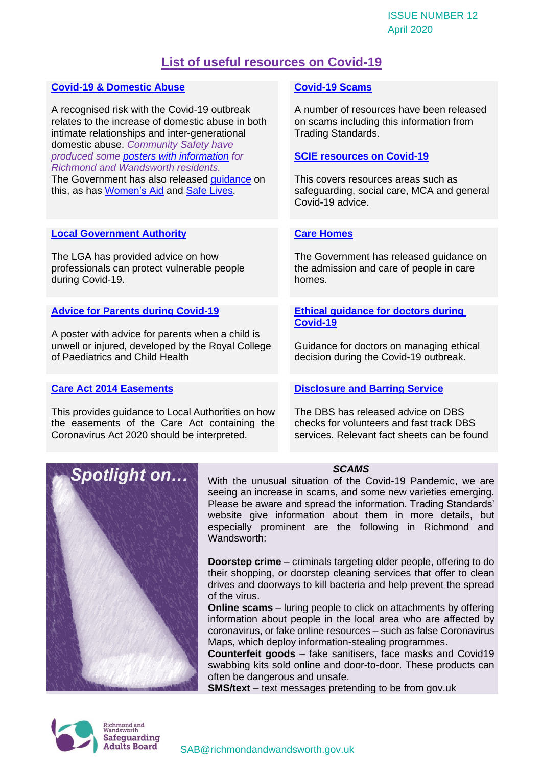ISSUE NUMBER 12
April 2020

# List of useful resources on Covid-19

## Covid-19 & Domestic Abuse

A recognised risk with the Covid-19 outbreak relates to the increase of domestic abuse in both intimate relationships and inter-generational domestic abuse. *Community Safety have produced some posters with information for Richmond and Wandsworth residents.*
The Government has also released guidance on this, as has Women's Aid and Safe Lives.

## Covid-19 Scams

A number of resources have been released on scams including this information from Trading Standards.

## SCIE resources on Covid-19

This covers resources areas such as safeguarding, social care, MCA and general Covid-19 advice.

## Local Government Authority

The LGA has provided advice on how professionals can protect vulnerable people during Covid-19.

## Care Homes

The Government has released guidance on the admission and care of people in care homes.

## Advice for Parents during Covid-19

A poster with advice for parents when a child is unwell or injured, developed by the Royal College of Paediatrics and Child Health

## Ethical guidance for doctors during Covid-19

Guidance for doctors on managing ethical decision during the Covid-19 outbreak.

## Care Act 2014 Easements

This provides guidance to Local Authorities on how the easements of the Care Act containing the Coronavirus Act 2020 should be interpreted.

## Disclosure and Barring Service

The DBS has released advice on DBS checks for volunteers and fast track DBS services. Relevant fact sheets can be found

## *Spotlight on…*

***SCAMS***

With the unusual situation of the Covid-19 Pandemic, we are seeing an increase in scams, and some new varieties emerging. Please be aware and spread the information. Trading Standards' website give information about them in more details, but especially prominent are the following in Richmond and Wandsworth:

**Doorstep crime** – criminals targeting older people, offering to do their shopping, or doorstep cleaning services that offer to clean drives and doorways to kill bacteria and help prevent the spread of the virus.
**Online scams** – luring people to click on attachments by offering information about people in the local area who are affected by coronavirus, or fake online resources – such as false Coronavirus Maps, which deploy information-stealing programmes.
**Counterfeit goods** – fake sanitisers, face masks and Covid19 swabbing kits sold online and door-to-door. These products can often be dangerous and unsafe.
**SMS/text** – text messages pretending to be from gov.uk

Richmond and Wandsworth Safeguarding Adults Board

SAB@richmondandwandsworth.gov.uk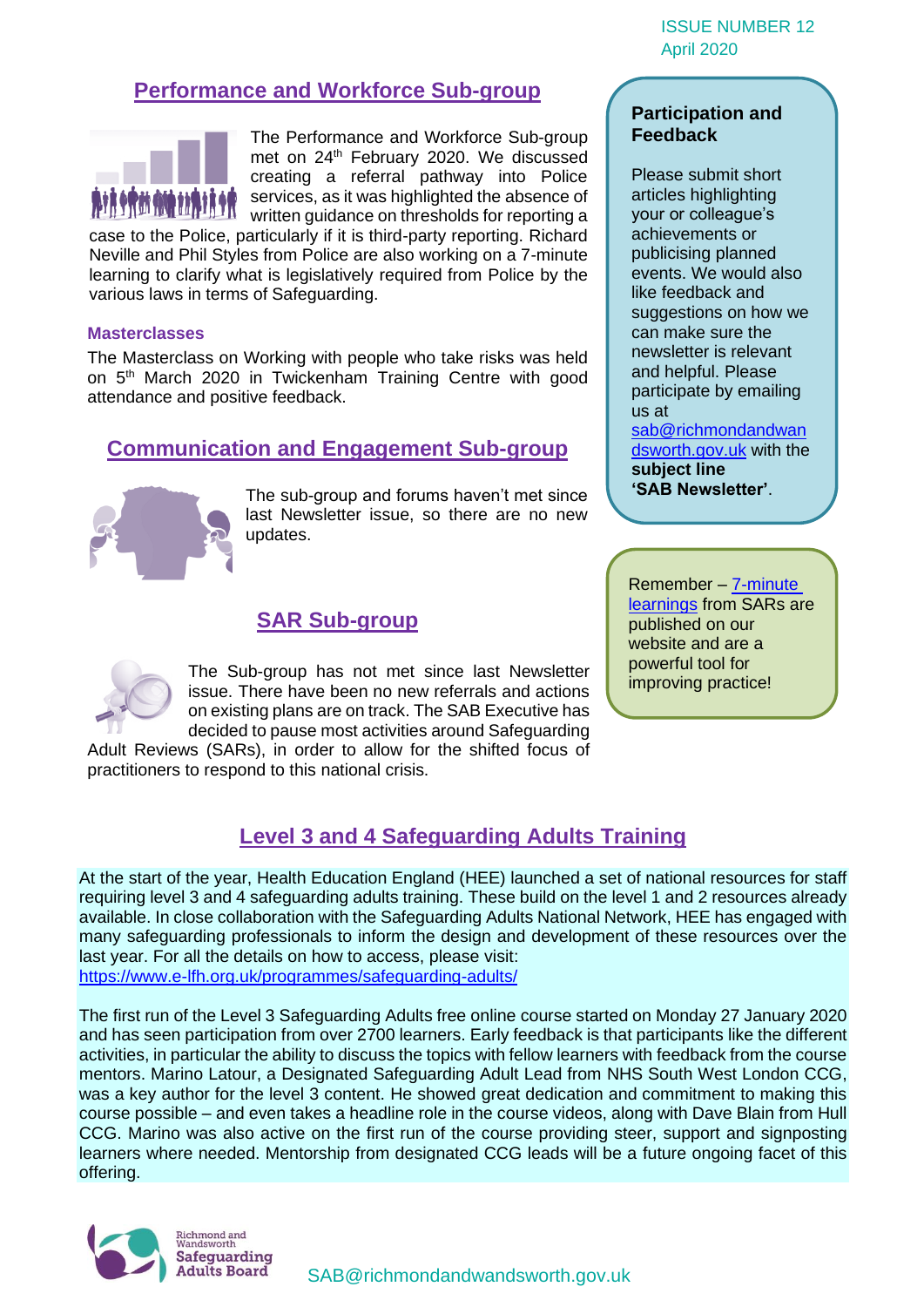## Performance and Workforce Sub-group

The Performance and Workforce Sub-group met on 24th February 2020. We discussed creating a referral pathway into Police services, as it was highlighted the absence of written guidance on thresholds for reporting a case to the Police, particularly if it is third-party reporting. Richard Neville and Phil Styles from Police are also working on a 7-minute learning to clarify what is legislatively required from Police by the various laws in terms of Safeguarding.

### Masterclasses

The Masterclass on Working with people who take risks was held on 5th March 2020 in Twickenham Training Centre with good attendance and positive feedback.

## Communication and Engagement Sub-group

The sub-group and forums haven't met since last Newsletter issue, so there are no new updates.

## SAR Sub-group

The Sub-group has not met since last Newsletter issue. There have been no new referrals and actions on existing plans are on track. The SAB Executive has decided to pause most activities around Safeguarding Adult Reviews (SARs), in order to allow for the shifted focus of practitioners to respond to this national crisis.

**Participation and Feedback**

Please submit short articles highlighting your or colleague's achievements or publicising planned events. We would also like feedback and suggestions on how we can make sure the newsletter is relevant and helpful. Please participate by emailing us at sab@richmondandwandsworth.gov.uk with the **subject line 'SAB Newsletter'**.

Remember – 7-minute learnings from SARs are published on our website and are a powerful tool for improving practice!

## Level 3 and 4 Safeguarding Adults Training

At the start of the year, Health Education England (HEE) launched a set of national resources for staff requiring level 3 and 4 safeguarding adults training. These build on the level 1 and 2 resources already available. In close collaboration with the Safeguarding Adults National Network, HEE has engaged with many safeguarding professionals to inform the design and development of these resources over the last year. For all the details on how to access, please visit:
https://www.e-lfh.org.uk/programmes/safeguarding-adults/

The first run of the Level 3 Safeguarding Adults free online course started on Monday 27 January 2020 and has seen participation from over 2700 learners. Early feedback is that participants like the different activities, in particular the ability to discuss the topics with fellow learners with feedback from the course mentors. Marino Latour, a Designated Safeguarding Adult Lead from NHS South West London CCG, was a key author for the level 3 content. He showed great dedication and commitment to making this course possible – and even takes a headline role in the course videos, along with Dave Blain from Hull CCG. Marino was also active on the first run of the course providing steer, support and signposting learners where needed. Mentorship from designated CCG leads will be a future ongoing facet of this offering.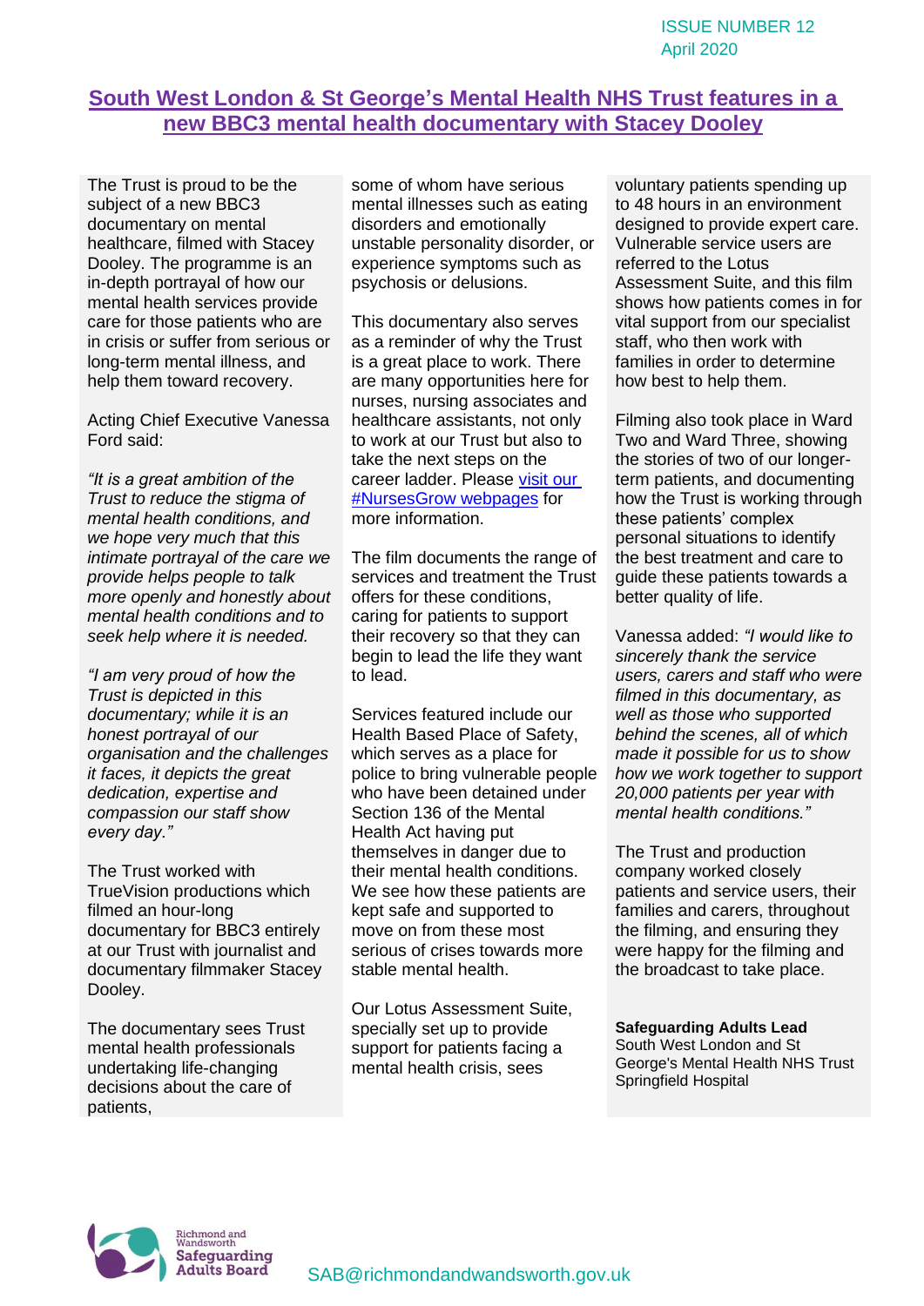# South West London & St George's Mental Health NHS Trust features in a new BBC3 mental health documentary with Stacey Dooley

The Trust is proud to be the subject of a new BBC3 documentary on mental healthcare, filmed with Stacey Dooley. The programme is an in-depth portrayal of how our mental health services provide care for those patients who are in crisis or suffer from serious or long-term mental illness, and help them toward recovery.

Acting Chief Executive Vanessa Ford said:

*"It is a great ambition of the Trust to reduce the stigma of mental health conditions, and we hope very much that this intimate portrayal of the care we provide helps people to talk more openly and honestly about mental health conditions and to seek help where it is needed.*

*"I am very proud of how the Trust is depicted in this documentary; while it is an honest portrayal of our organisation and the challenges it faces, it depicts the great dedication, expertise and compassion our staff show every day."*

The Trust worked with TrueVision productions which filmed an hour-long documentary for BBC3 entirely at our Trust with journalist and documentary filmmaker Stacey Dooley.

The documentary sees Trust mental health professionals undertaking life-changing decisions about the care of patients, some of whom have serious mental illnesses such as eating disorders and emotionally unstable personality disorder, or experience symptoms such as psychosis or delusions.

This documentary also serves as a reminder of why the Trust is a great place to work. There are many opportunities here for nurses, nursing associates and healthcare assistants, not only to work at our Trust but also to take the next steps on the career ladder. Please visit our #NursesGrow webpages for more information.

The film documents the range of services and treatment the Trust offers for these conditions, caring for patients to support their recovery so that they can begin to lead the life they want to lead.

Services featured include our Health Based Place of Safety, which serves as a place for police to bring vulnerable people who have been detained under Section 136 of the Mental Health Act having put themselves in danger due to their mental health conditions. We see how these patients are kept safe and supported to move on from these most serious of crises towards more stable mental health.

Our Lotus Assessment Suite, specially set up to provide support for patients facing a mental health crisis, sees voluntary patients spending up to 48 hours in an environment designed to provide expert care. Vulnerable service users are referred to the Lotus Assessment Suite, and this film shows how patients comes in for vital support from our specialist staff, who then work with families in order to determine how best to help them.

Filming also took place in Ward Two and Ward Three, showing the stories of two of our longer-term patients, and documenting how the Trust is working through these patients' complex personal situations to identify the best treatment and care to guide these patients towards a better quality of life.

Vanessa added: *"I would like to sincerely thank the service users, carers and staff who were filmed in this documentary, as well as those who supported behind the scenes, all of which made it possible for us to show how we work together to support 20,000 patients per year with mental health conditions."*

The Trust and production company worked closely patients and service users, their families and carers, throughout the filming, and ensuring they were happy for the filming and the broadcast to take place.

**Safeguarding Adults Lead**
South West London and St George's Mental Health NHS Trust
Springfield Hospital

SAB@richmondandwandsworth.gov.uk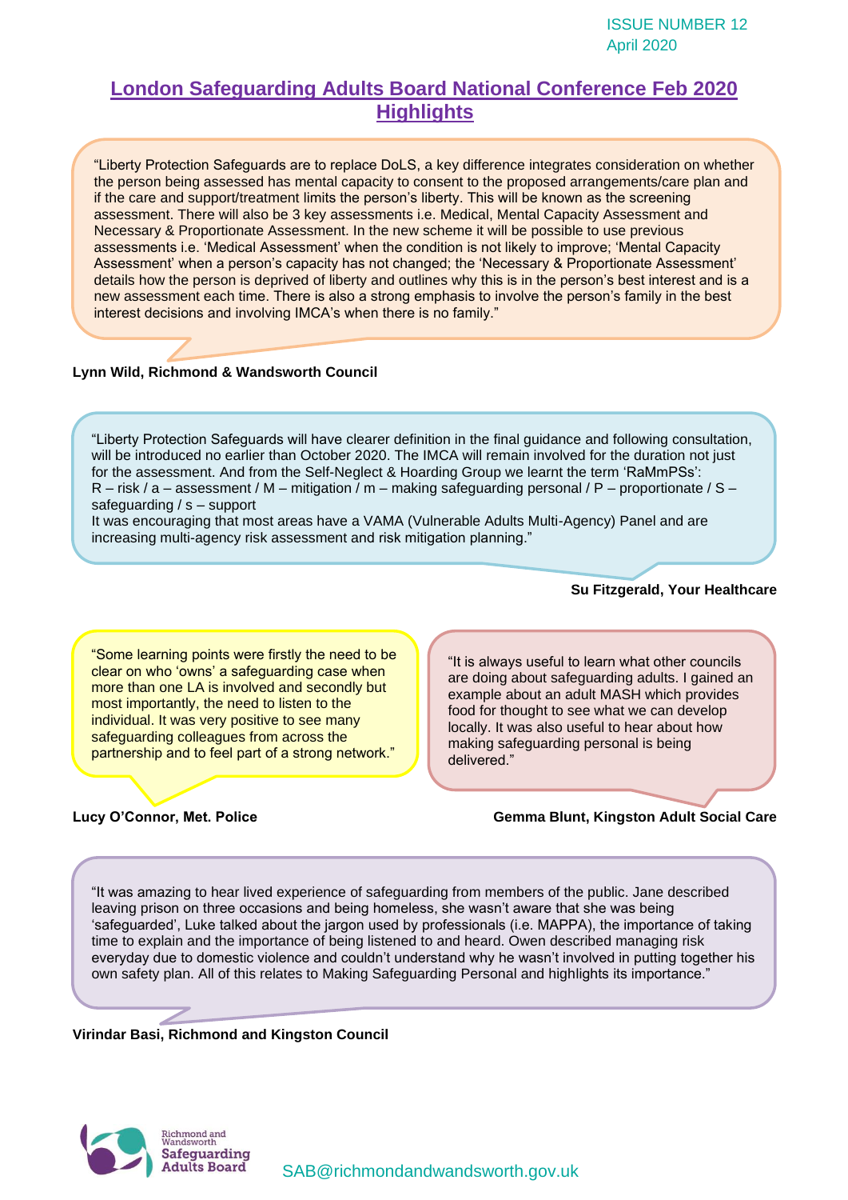ISSUE NUMBER 12
April 2020

# London Safeguarding Adults Board National Conference Feb 2020 Highlights

"Liberty Protection Safeguards are to replace DoLS, a key difference integrates consideration on whether the person being assessed has mental capacity to consent to the proposed arrangements/care plan and if the care and support/treatment limits the person's liberty. This will be known as the screening assessment. There will also be 3 key assessments i.e. Medical, Mental Capacity Assessment and Necessary & Proportionate Assessment. In the new scheme it will be possible to use previous assessments i.e. 'Medical Assessment' when the condition is not likely to improve; 'Mental Capacity Assessment' when a person's capacity has not changed; the 'Necessary & Proportionate Assessment' details how the person is deprived of liberty and outlines why this is in the person's best interest and is a new assessment each time. There is also a strong emphasis to involve the person's family in the best interest decisions and involving IMCA's when there is no family."

**Lynn Wild, Richmond & Wandsworth Council**

"Liberty Protection Safeguards will have clearer definition in the final guidance and following consultation, will be introduced no earlier than October 2020. The IMCA will remain involved for the duration not just for the assessment. And from the Self-Neglect & Hoarding Group we learnt the term 'RaMmPSs':
R – risk / a – assessment / M – mitigation / m – making safeguarding personal / P – proportionate / S – safeguarding / s – support
It was encouraging that most areas have a VAMA (Vulnerable Adults Multi-Agency) Panel and are increasing multi-agency risk assessment and risk mitigation planning."

**Su Fitzgerald, Your Healthcare**

"Some learning points were firstly the need to be clear on who 'owns' a safeguarding case when more than one LA is involved and secondly but most importantly, the need to listen to the individual. It was very positive to see many safeguarding colleagues from across the partnership and to feel part of a strong network."

**Lucy O'Connor, Met. Police**

"It is always useful to learn what other councils are doing about safeguarding adults. I gained an example about an adult MASH which provides food for thought to see what we can develop locally. It was also useful to hear about how making safeguarding personal is being delivered."

**Gemma Blunt, Kingston Adult Social Care**

"It was amazing to hear lived experience of safeguarding from members of the public. Jane described leaving prison on three occasions and being homeless, she wasn't aware that she was being 'safeguarded', Luke talked about the jargon used by professionals (i.e. MAPPA), the importance of taking time to explain and the importance of being listened to and heard. Owen described managing risk everyday due to domestic violence and couldn't understand why he wasn't involved in putting together his own safety plan. All of this relates to Making Safeguarding Personal and highlights its importance."

**Virindar Basi, Richmond and Kingston Council**

Richmond and Wandsworth Safeguarding Adults Board

SAB@richmondandwandsworth.gov.uk